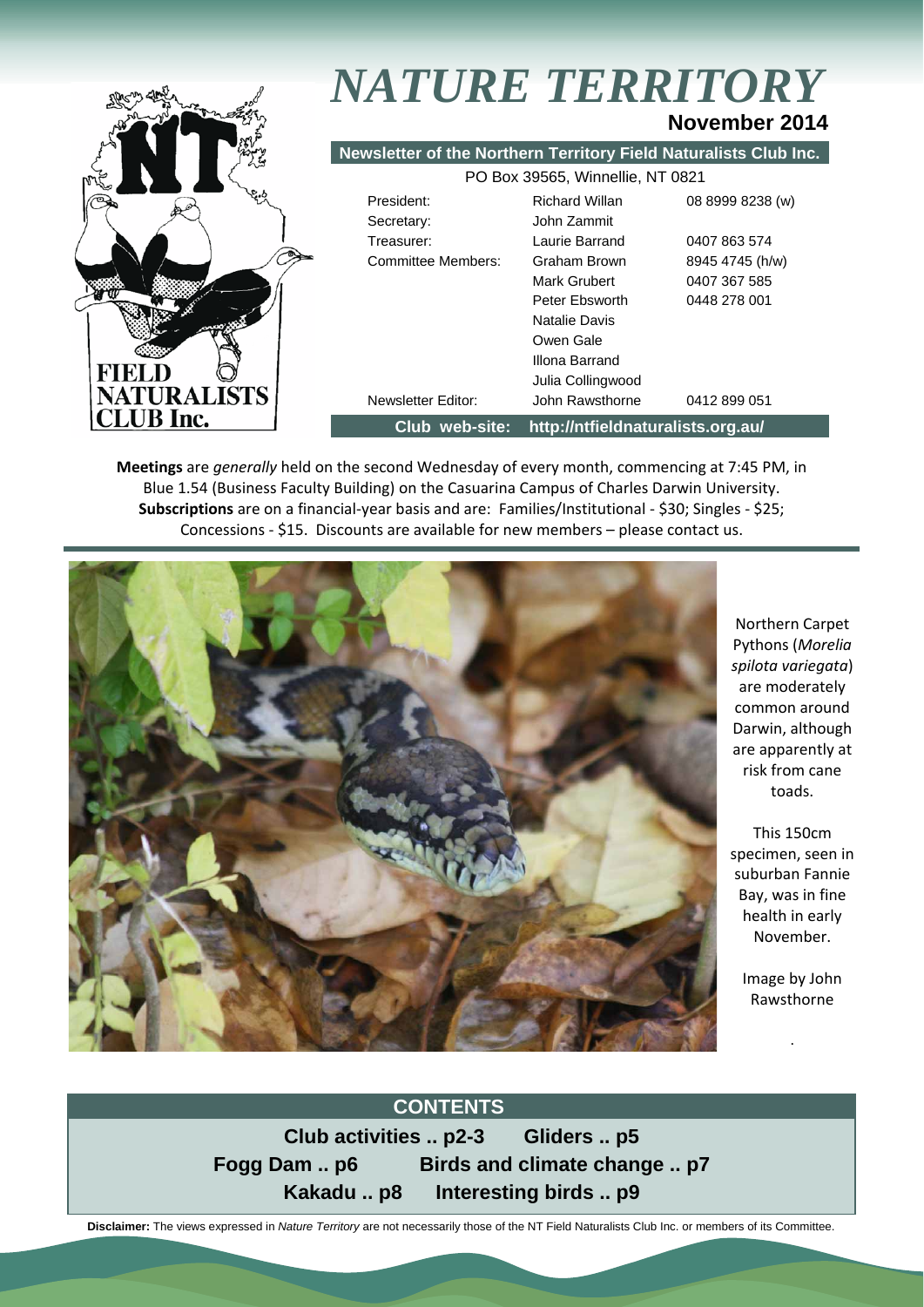# *NATURE TERRITORY*

**November 2014**

**Newsletter of the Northern Territory Field Naturalists Club Inc.**

PO Box 39565, Winnellie, NT 0821

| | | |
|---|---|---|
| President: | Richard Willan | 08 8999 8238 (w) |
| Secretary: | John Zammit | |
| Treasurer: | Laurie Barrand | 0407 863 574 |
| Committee Members: | Graham Brown | 8945 4745 (h/w) |
| | Mark Grubert | 0407 367 585 |
| | Peter Ebsworth | 0448 278 001 |
| | Natalie Davis | |
| | Owen Gale | |
| | Illona Barrand | |
| | Julia Collingwood | |
| Newsletter Editor: | John Rawsthorne | 0412 899 051 |

**Club web-site: http://ntfieldnaturalists.org.au/**

**Meetings** are *generally* held on the second Wednesday of every month, commencing at 7:45 PM, in Blue 1.54 (Business Faculty Building) on the Casuarina Campus of Charles Darwin University. **Subscriptions** are on a financial-year basis and are: Families/Institutional - $30; Singles - $25; Concessions - $15. Discounts are available for new members – please contact us.

Northern Carpet Pythons (*Morelia spilota variegata*) are moderately common around Darwin, although are apparently at risk from cane toads.

This 150cm specimen, seen in suburban Fannie Bay, was in fine health in early November.

Image by John Rawsthorne

## CONTENTS

**Club activities .. p2-3** **Gliders .. p5**
**Fogg Dam .. p6** **Birds and climate change .. p7**
**Kakadu .. p8** **Interesting birds .. p9**

**Disclaimer:** The views expressed in *Nature Territory* are not necessarily those of the NT Field Naturalists Club Inc. or members of its Committee.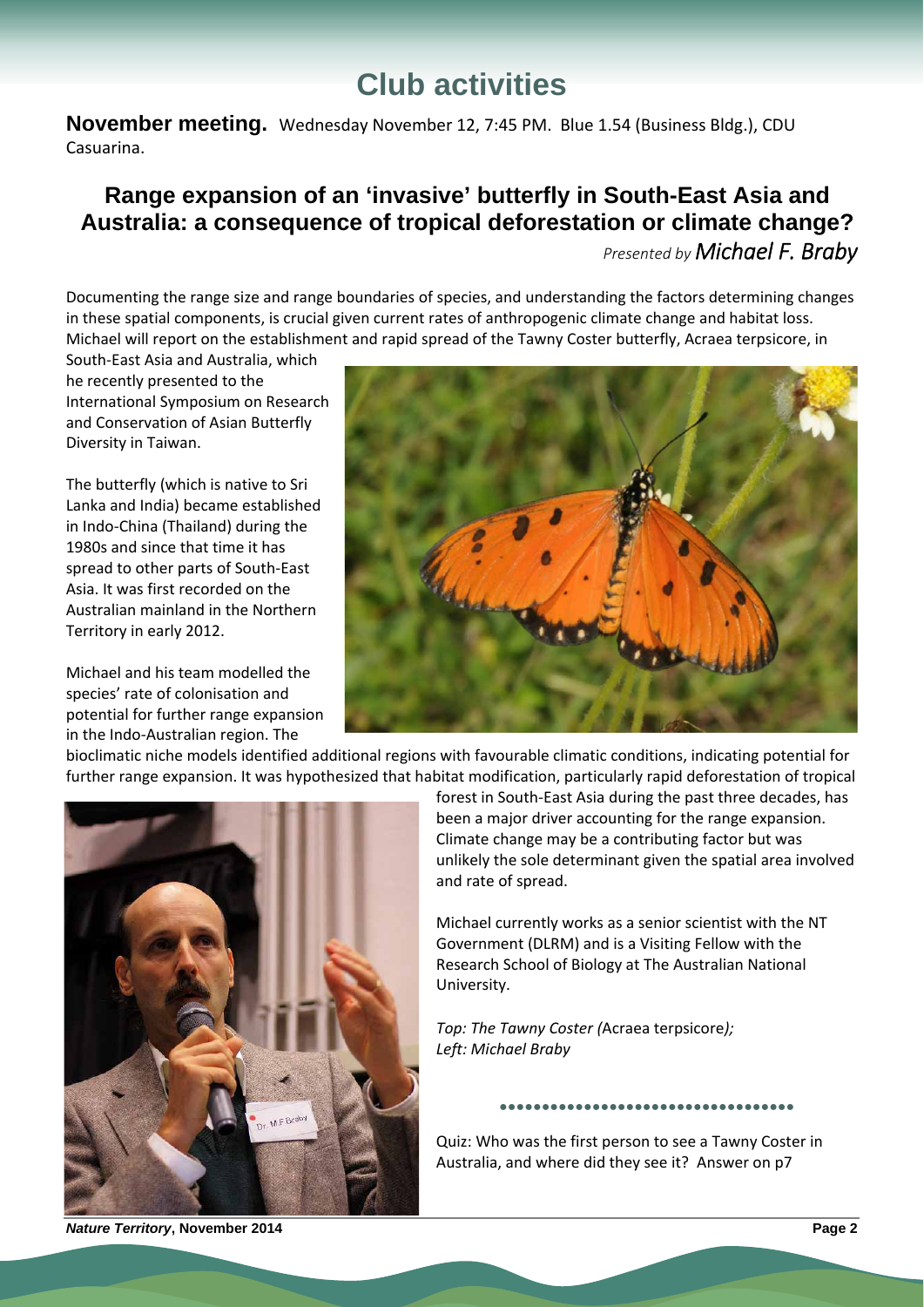# Club activities

**November meeting.** Wednesday November 12, 7:45 PM. Blue 1.54 (Business Bldg.), CDU Casuarina.

## Range expansion of an 'invasive' butterfly in South-East Asia and Australia: a consequence of tropical deforestation or climate change?

*Presented by Michael F. Braby*

Documenting the range size and range boundaries of species, and understanding the factors determining changes in these spatial components, is crucial given current rates of anthropogenic climate change and habitat loss. Michael will report on the establishment and rapid spread of the Tawny Coster butterfly, Acraea terpsicore, in South-East Asia and Australia, which he recently presented to the International Symposium on Research and Conservation of Asian Butterfly Diversity in Taiwan.

The butterfly (which is native to Sri Lanka and India) became established in Indo-China (Thailand) during the 1980s and since that time it has spread to other parts of South-East Asia. It was first recorded on the Australian mainland in the Northern Territory in early 2012.

Michael and his team modelled the species' rate of colonisation and potential for further range expansion in the Indo-Australian region. The bioclimatic niche models identified additional regions with favourable climatic conditions, indicating potential for further range expansion. It was hypothesized that habitat modification, particularly rapid deforestation of tropical forest in South-East Asia during the past three decades, has been a major driver accounting for the range expansion. Climate change may be a contributing factor but was unlikely the sole determinant given the spatial area involved and rate of spread.

Michael currently works as a senior scientist with the NT Government (DLRM) and is a Visiting Fellow with the Research School of Biology at The Australian National University.

*Top: The Tawny Coster (*Acraea terpsicore*); Left: Michael Braby*

Quiz: Who was the first person to see a Tawny Coster in Australia, and where did they see it? Answer on p7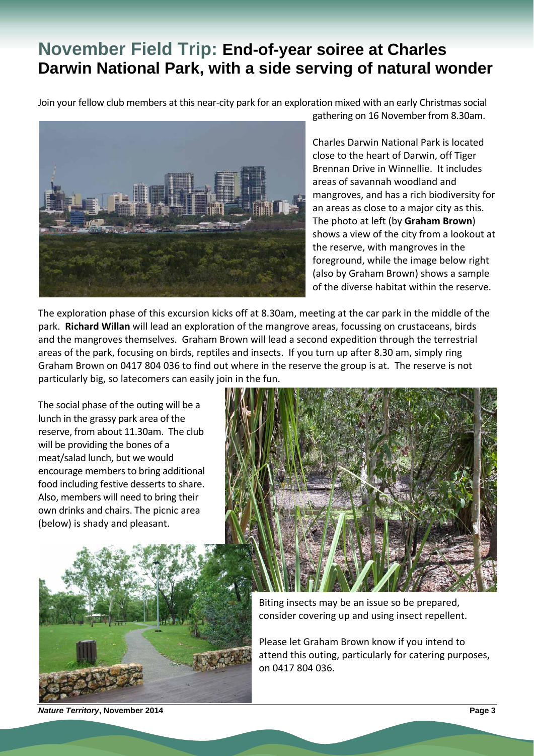# November Field Trip: End-of-year soiree at Charles Darwin National Park, with a side serving of natural wonder

Join your fellow club members at this near-city park for an exploration mixed with an early Christmas social gathering on 16 November from 8.30am.

Charles Darwin National Park is located close to the heart of Darwin, off Tiger Brennan Drive in Winnellie. It includes areas of savannah woodland and mangroves, and has a rich biodiversity for an areas as close to a major city as this. The photo at left (by **Graham Brown**) shows a view of the city from a lookout at the reserve, with mangroves in the foreground, while the image below right (also by Graham Brown) shows a sample of the diverse habitat within the reserve.

The exploration phase of this excursion kicks off at 8.30am, meeting at the car park in the middle of the park. **Richard Willan** will lead an exploration of the mangrove areas, focussing on crustaceans, birds and the mangroves themselves. Graham Brown will lead a second expedition through the terrestrial areas of the park, focusing on birds, reptiles and insects. If you turn up after 8.30 am, simply ring Graham Brown on 0417 804 036 to find out where in the reserve the group is at. The reserve is not particularly big, so latecomers can easily join in the fun.

The social phase of the outing will be a lunch in the grassy park area of the reserve, from about 11.30am. The club will be providing the bones of a meat/salad lunch, but we would encourage members to bring additional food including festive desserts to share. Also, members will need to bring their own drinks and chairs. The picnic area (below) is shady and pleasant.

Biting insects may be an issue so be prepared, consider covering up and using insect repellent.

Please let Graham Brown know if you intend to attend this outing, particularly for catering purposes, on 0417 804 036.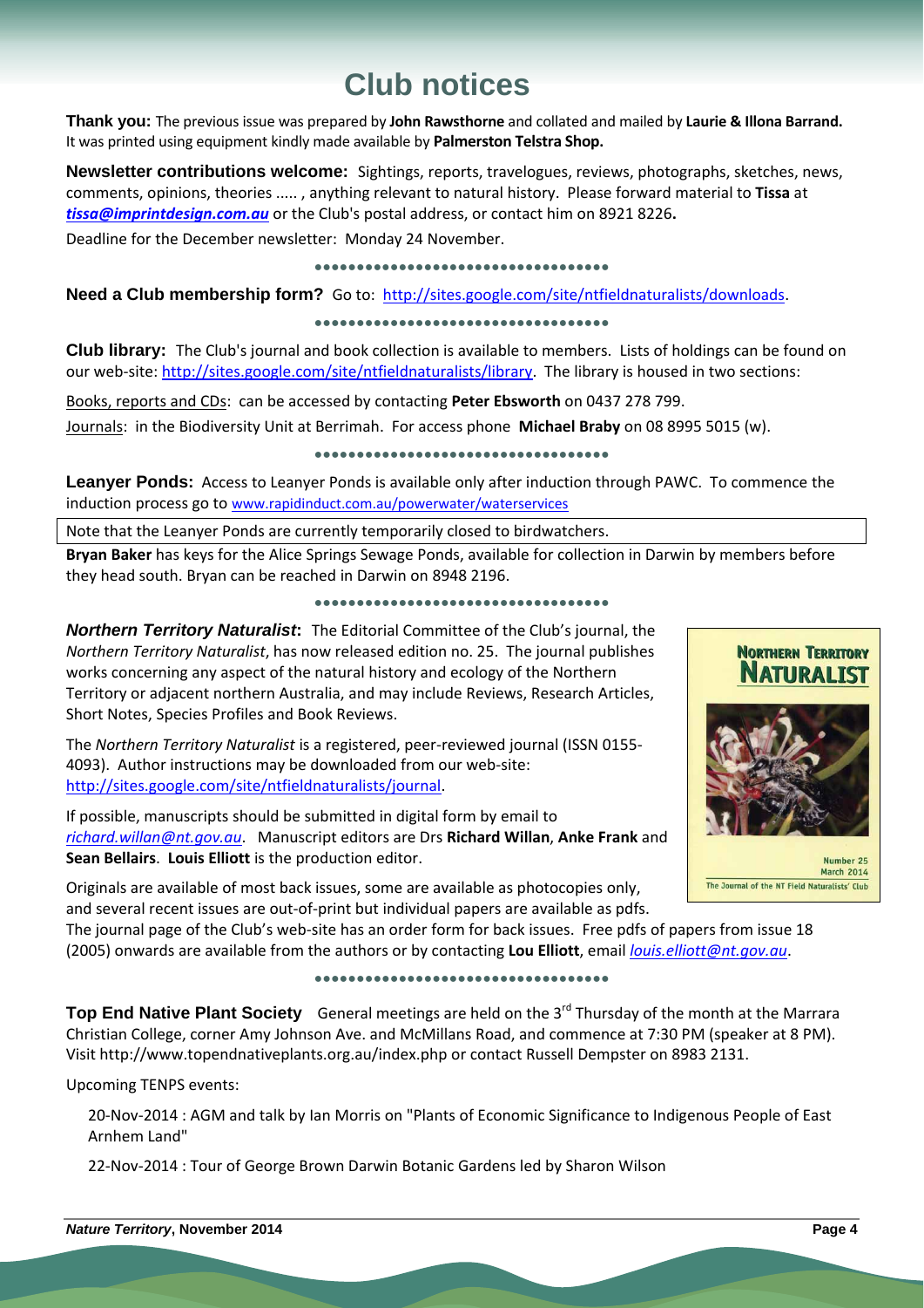# Club notices

**Thank you:** The previous issue was prepared by **John Rawsthorne** and collated and mailed by **Laurie & Illona Barrand.** It was printed using equipment kindly made available by **Palmerston Telstra Shop.**

**Newsletter contributions welcome:** Sightings, reports, travelogues, reviews, photographs, sketches, news, comments, opinions, theories ..... , anything relevant to natural history. Please forward material to **Tissa** at ***tissa@imprintdesign.com.au*** or the Club's postal address, or contact him on 8921 8226**.**

Deadline for the December newsletter: Monday 24 November.

**Need a Club membership form?** Go to: http://sites.google.com/site/ntfieldnaturalists/downloads.

**Club library:** The Club's journal and book collection is available to members. Lists of holdings can be found on our web-site: http://sites.google.com/site/ntfieldnaturalists/library. The library is housed in two sections:

Books, reports and CDs: can be accessed by contacting **Peter Ebsworth** on 0437 278 799.

Journals: in the Biodiversity Unit at Berrimah. For access phone **Michael Braby** on 08 8995 5015 (w).

**Leanyer Ponds:** Access to Leanyer Ponds is available only after induction through PAWC. To commence the induction process go to www.rapidinduct.com.au/powerwater/waterservices

Note that the Leanyer Ponds are currently temporarily closed to birdwatchers.

**Bryan Baker** has keys for the Alice Springs Sewage Ponds, available for collection in Darwin by members before they head south. Bryan can be reached in Darwin on 8948 2196.

***Northern Territory Naturalist*:** The Editorial Committee of the Club's journal, the *Northern Territory Naturalist*, has now released edition no. 25. The journal publishes works concerning any aspect of the natural history and ecology of the Northern Territory or adjacent northern Australia, and may include Reviews, Research Articles, Short Notes, Species Profiles and Book Reviews.

The *Northern Territory Naturalist* is a registered, peer-reviewed journal (ISSN 0155-4093). Author instructions may be downloaded from our web-site: http://sites.google.com/site/ntfieldnaturalists/journal.

If possible, manuscripts should be submitted in digital form by email to *richard.willan@nt.gov.au*. Manuscript editors are Drs **Richard Willan**, **Anke Frank** and **Sean Bellairs**. **Louis Elliott** is the production editor.

Originals are available of most back issues, some are available as photocopies only, and several recent issues are out-of-print but individual papers are available as pdfs. The journal page of the Club's web-site has an order form for back issues. Free pdfs of papers from issue 18 (2005) onwards are available from the authors or by contacting **Lou Elliott**, email *louis.elliott@nt.gov.au*.

**Top End Native Plant Society** General meetings are held on the 3rd Thursday of the month at the Marrara Christian College, corner Amy Johnson Ave. and McMillans Road, and commence at 7:30 PM (speaker at 8 PM). Visit http://www.topendnativeplants.org.au/index.php or contact Russell Dempster on 8983 2131.

Upcoming TENPS events:

20-Nov-2014 : AGM and talk by Ian Morris on "Plants of Economic Significance to Indigenous People of East Arnhem Land"

22-Nov-2014 : Tour of George Brown Darwin Botanic Gardens led by Sharon Wilson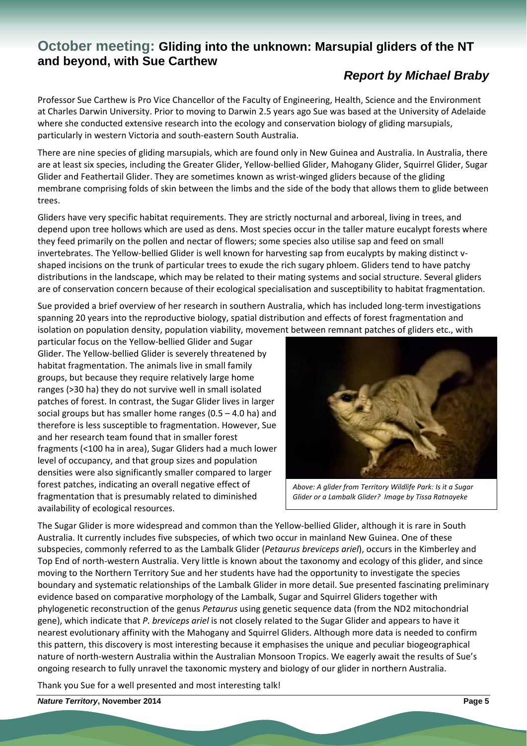## October meeting: Gliding into the unknown: Marsupial gliders of the NT and beyond, with Sue Carthew

### *Report by Michael Braby*

Professor Sue Carthew is Pro Vice Chancellor of the Faculty of Engineering, Health, Science and the Environment at Charles Darwin University. Prior to moving to Darwin 2.5 years ago Sue was based at the University of Adelaide where she conducted extensive research into the ecology and conservation biology of gliding marsupials, particularly in western Victoria and south-eastern South Australia.

There are nine species of gliding marsupials, which are found only in New Guinea and Australia. In Australia, there are at least six species, including the Greater Glider, Yellow-bellied Glider, Mahogany Glider, Squirrel Glider, Sugar Glider and Feathertail Glider. They are sometimes known as wrist-winged gliders because of the gliding membrane comprising folds of skin between the limbs and the side of the body that allows them to glide between trees.

Gliders have very specific habitat requirements. They are strictly nocturnal and arboreal, living in trees, and depend upon tree hollows which are used as dens. Most species occur in the taller mature eucalypt forests where they feed primarily on the pollen and nectar of flowers; some species also utilise sap and feed on small invertebrates. The Yellow-bellied Glider is well known for harvesting sap from eucalypts by making distinct v-shaped incisions on the trunk of particular trees to exude the rich sugary phloem. Gliders tend to have patchy distributions in the landscape, which may be related to their mating systems and social structure. Several gliders are of conservation concern because of their ecological specialisation and susceptibility to habitat fragmentation.

Sue provided a brief overview of her research in southern Australia, which has included long-term investigations spanning 20 years into the reproductive biology, spatial distribution and effects of forest fragmentation and isolation on population density, population viability, movement between remnant patches of gliders etc., with particular focus on the Yellow-bellied Glider and Sugar Glider. The Yellow-bellied Glider is severely threatened by habitat fragmentation. The animals live in small family groups, but because they require relatively large home ranges (>30 ha) they do not survive well in small isolated patches of forest. In contrast, the Sugar Glider lives in larger social groups but has smaller home ranges (0.5 – 4.0 ha) and therefore is less susceptible to fragmentation. However, Sue and her research team found that in smaller forest fragments (<100 ha in area), Sugar Gliders had a much lower level of occupancy, and that group sizes and population densities were also significantly smaller compared to larger forest patches, indicating an overall negative effect of fragmentation that is presumably related to diminished availability of ecological resources.

*Above: A glider from Territory Wildlife Park: Is it a Sugar Glider or a Lambalk Glider? Image by Tissa Ratnayeke*

The Sugar Glider is more widespread and common than the Yellow-bellied Glider, although it is rare in South Australia. It currently includes five subspecies, of which two occur in mainland New Guinea. One of these subspecies, commonly referred to as the Lambalk Glider (*Petaurus breviceps ariel*), occurs in the Kimberley and Top End of north-western Australia. Very little is known about the taxonomy and ecology of this glider, and since moving to the Northern Territory Sue and her students have had the opportunity to investigate the species boundary and systematic relationships of the Lambalk Glider in more detail. Sue presented fascinating preliminary evidence based on comparative morphology of the Lambalk, Sugar and Squirrel Gliders together with phylogenetic reconstruction of the genus *Petaurus* using genetic sequence data (from the ND2 mitochondrial gene), which indicate that *P. breviceps ariel* is not closely related to the Sugar Glider and appears to have it nearest evolutionary affinity with the Mahogany and Squirrel Gliders. Although more data is needed to confirm this pattern, this discovery is most interesting because it emphasises the unique and peculiar biogeographical nature of north-western Australia within the Australian Monsoon Tropics. We eagerly await the results of Sue's ongoing research to fully unravel the taxonomic mystery and biology of our glider in northern Australia.

Thank you Sue for a well presented and most interesting talk!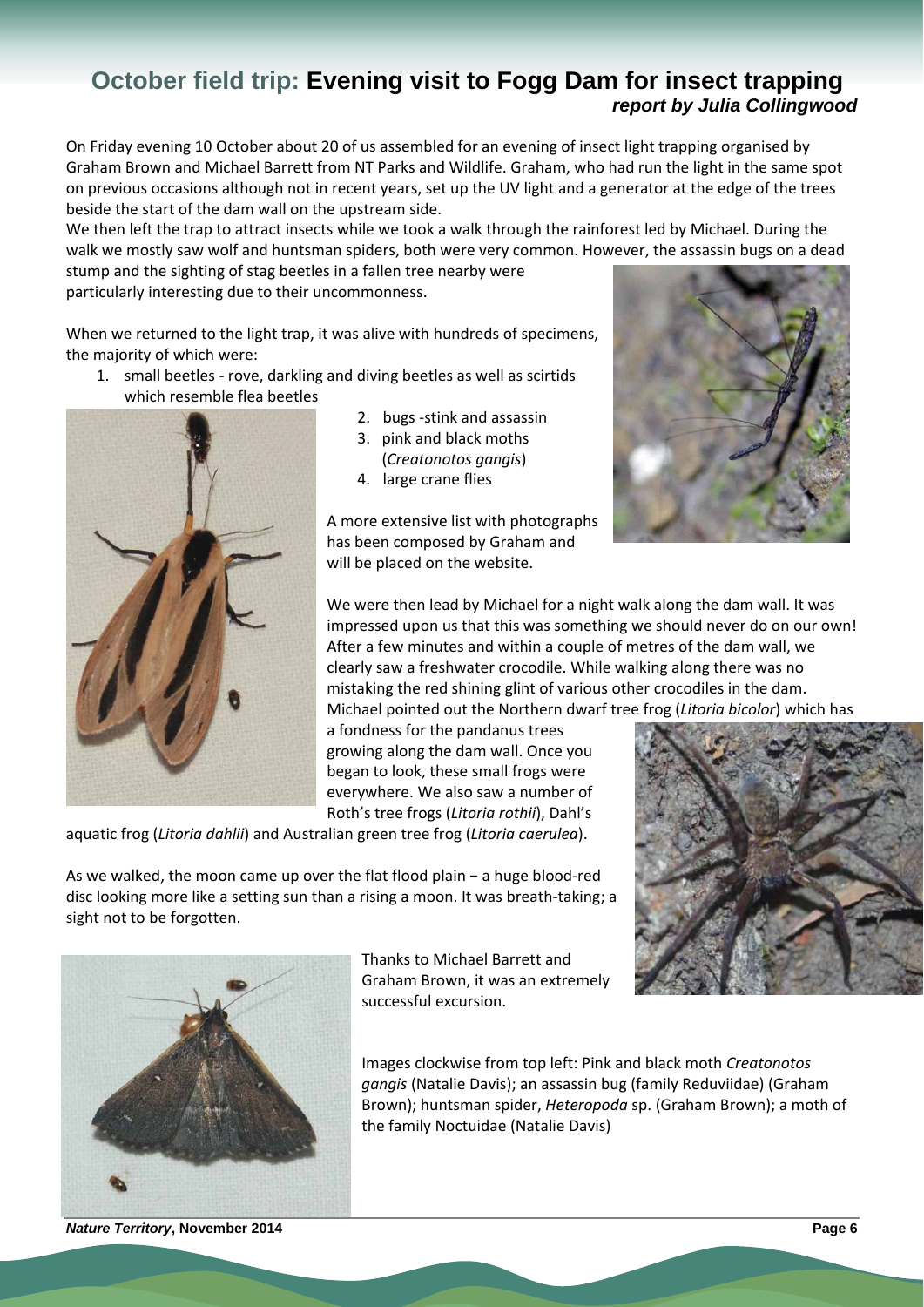# October field trip: Evening visit to Fogg Dam for insect trapping

***report by Julia Collingwood***

On Friday evening 10 October about 20 of us assembled for an evening of insect light trapping organised by Graham Brown and Michael Barrett from NT Parks and Wildlife. Graham, who had run the light in the same spot on previous occasions although not in recent years, set up the UV light and a generator at the edge of the trees beside the start of the dam wall on the upstream side.

We then left the trap to attract insects while we took a walk through the rainforest led by Michael. During the walk we mostly saw wolf and huntsman spiders, both were very common. However, the assassin bugs on a dead stump and the sighting of stag beetles in a fallen tree nearby were particularly interesting due to their uncommonness.

When we returned to the light trap, it was alive with hundreds of specimens, the majority of which were:

1. small beetles - rove, darkling and diving beetles as well as scirtids which resemble flea beetles
2. bugs -stink and assassin
3. pink and black moths (*Creatonotos gangis*)
4. large crane flies

A more extensive list with photographs has been composed by Graham and will be placed on the website.

We were then lead by Michael for a night walk along the dam wall. It was impressed upon us that this was something we should never do on our own! After a few minutes and within a couple of metres of the dam wall, we clearly saw a freshwater crocodile. While walking along there was no mistaking the red shining glint of various other crocodiles in the dam. Michael pointed out the Northern dwarf tree frog (*Litoria bicolor*) which has a fondness for the pandanus trees growing along the dam wall. Once you began to look, these small frogs were everywhere. We also saw a number of Roth's tree frogs (*Litoria rothii*), Dahl's aquatic frog (*Litoria dahlii*) and Australian green tree frog (*Litoria caerulea*).

As we walked, the moon came up over the flat flood plain − a huge blood-red disc looking more like a setting sun than a rising a moon. It was breath-taking; a sight not to be forgotten.

Thanks to Michael Barrett and Graham Brown, it was an extremely successful excursion.

Images clockwise from top left: Pink and black moth *Creatonotos gangis* (Natalie Davis); an assassin bug (family Reduviidae) (Graham Brown); huntsman spider, *Heteropoda* sp. (Graham Brown); a moth of the family Noctuidae (Natalie Davis)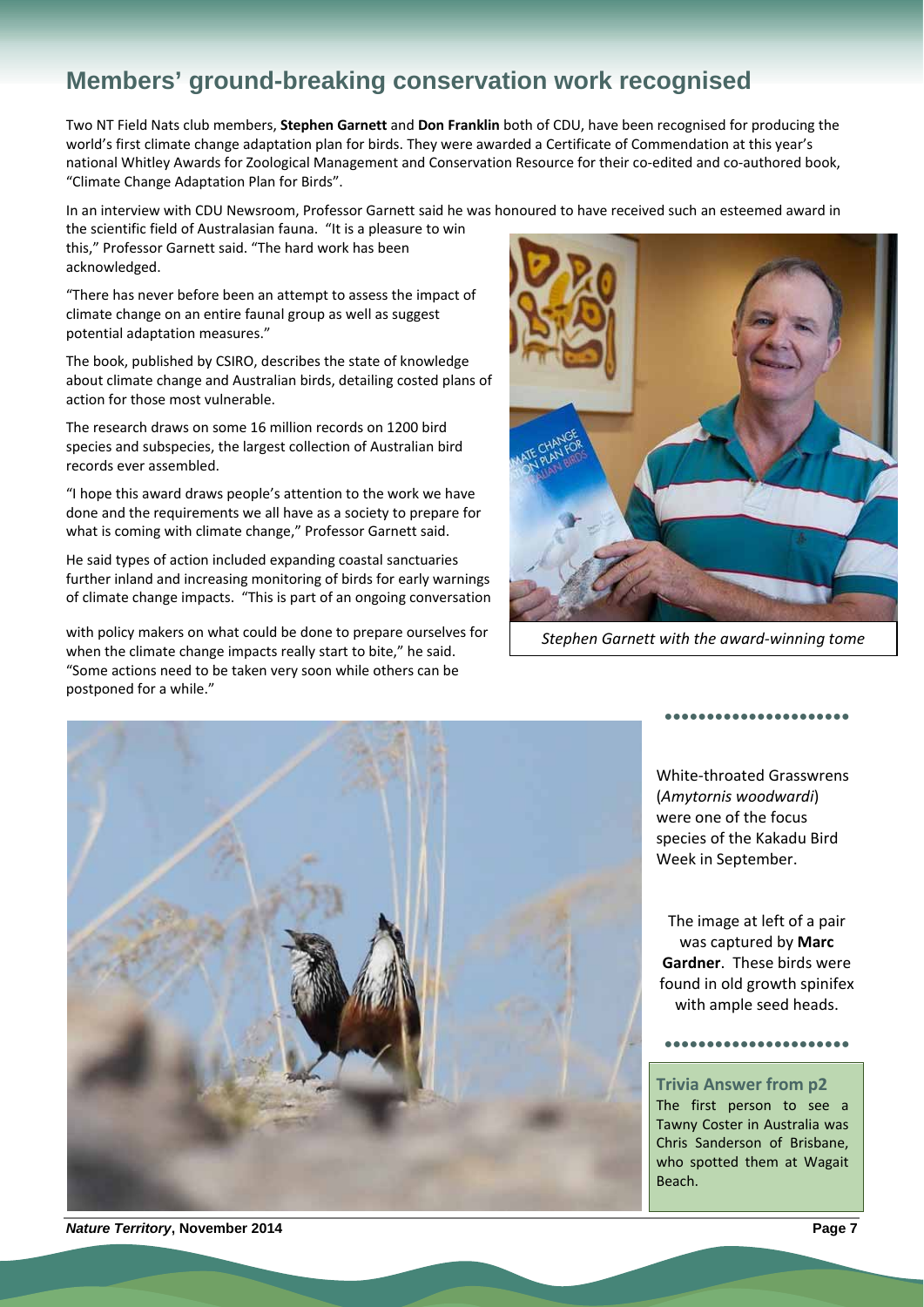## Members' ground-breaking conservation work recognised

Two NT Field Nats club members, **Stephen Garnett** and **Don Franklin** both of CDU, have been recognised for producing the world's first climate change adaptation plan for birds. They were awarded a Certificate of Commendation at this year's national Whitley Awards for Zoological Management and Conservation Resource for their co-edited and co-authored book, "Climate Change Adaptation Plan for Birds".

In an interview with CDU Newsroom, Professor Garnett said he was honoured to have received such an esteemed award in the scientific field of Australasian fauna. "It is a pleasure to win this," Professor Garnett said. "The hard work has been acknowledged.

"There has never before been an attempt to assess the impact of climate change on an entire faunal group as well as suggest potential adaptation measures."

The book, published by CSIRO, describes the state of knowledge about climate change and Australian birds, detailing costed plans of action for those most vulnerable.

The research draws on some 16 million records on 1200 bird species and subspecies, the largest collection of Australian bird records ever assembled.

"I hope this award draws people's attention to the work we have done and the requirements we all have as a society to prepare for what is coming with climate change," Professor Garnett said.

He said types of action included expanding coastal sanctuaries further inland and increasing monitoring of birds for early warnings of climate change impacts. "This is part of an ongoing conversation with policy makers on what could be done to prepare ourselves for when the climate change impacts really start to bite," he said. "Some actions need to be taken very soon while others can be postponed for a while."

*Stephen Garnett with the award-winning tome*

White-throated Grasswrens (*Amytornis woodwardi*) were one of the focus species of the Kakadu Bird Week in September.

The image at left of a pair was captured by **Marc Gardner**. These birds were found in old growth spinifex with ample seed heads.

**Trivia Answer from p2**

The first person to see a Tawny Coster in Australia was Chris Sanderson of Brisbane, who spotted them at Wagait Beach.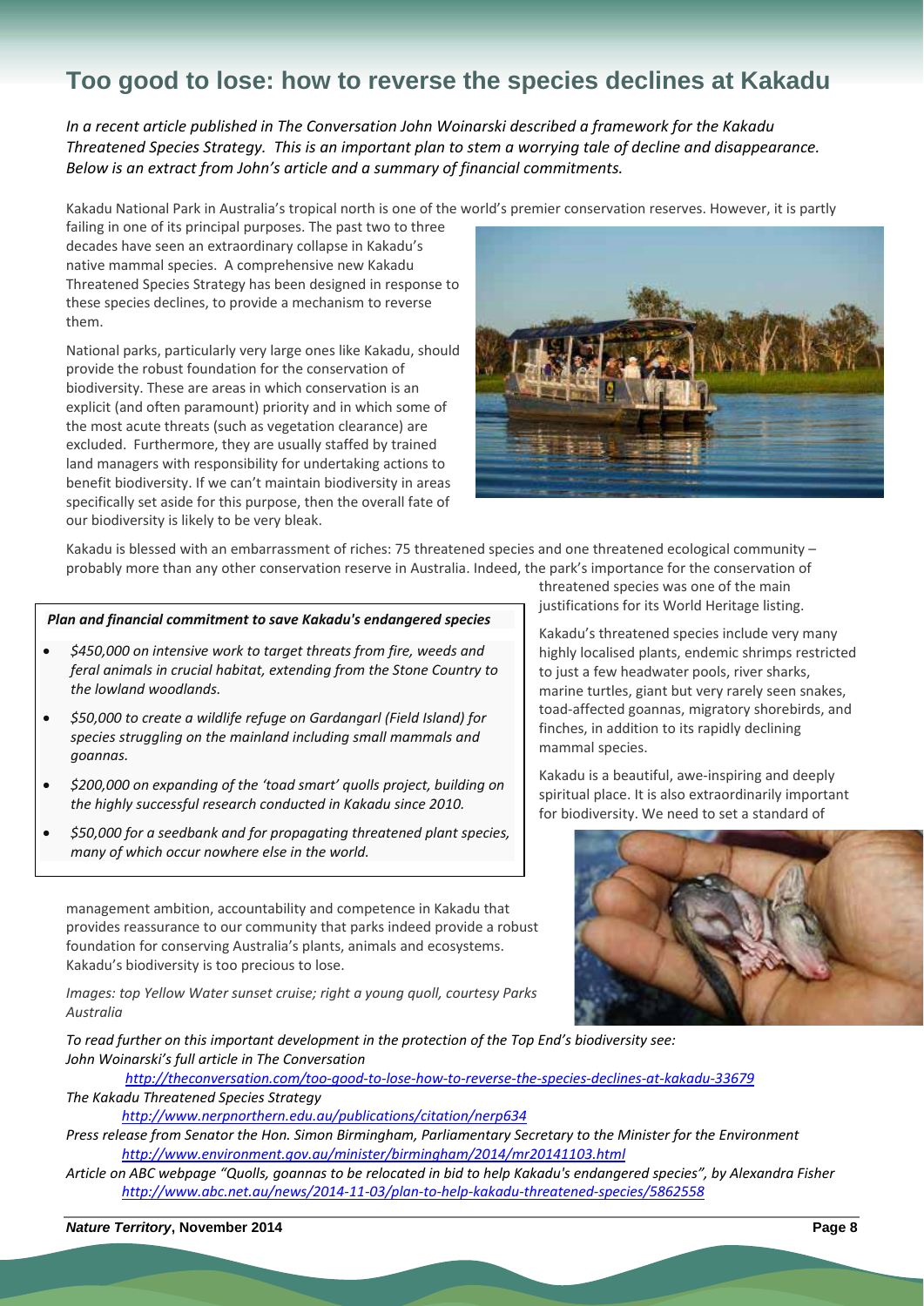# Too good to lose: how to reverse the species declines at Kakadu

*In a recent article published in The Conversation John Woinarski described a framework for the Kakadu Threatened Species Strategy. This is an important plan to stem a worrying tale of decline and disappearance. Below is an extract from John's article and a summary of financial commitments.*

Kakadu National Park in Australia's tropical north is one of the world's premier conservation reserves. However, it is partly failing in one of its principal purposes. The past two to three decades have seen an extraordinary collapse in Kakadu's native mammal species. A comprehensive new Kakadu Threatened Species Strategy has been designed in response to these species declines, to provide a mechanism to reverse them.

National parks, particularly very large ones like Kakadu, should provide the robust foundation for the conservation of biodiversity. These are areas in which conservation is an explicit (and often paramount) priority and in which some of the most acute threats (such as vegetation clearance) are excluded. Furthermore, they are usually staffed by trained land managers with responsibility for undertaking actions to benefit biodiversity. If we can't maintain biodiversity in areas specifically set aside for this purpose, then the overall fate of our biodiversity is likely to be very bleak.

Kakadu is blessed with an embarrassment of riches: 75 threatened species and one threatened ecological community – probably more than any other conservation reserve in Australia. Indeed, the park's importance for the conservation of threatened species was one of the main justifications for its World Heritage listing.

Kakadu's threatened species include very many highly localised plants, endemic shrimps restricted to just a few headwater pools, river sharks, marine turtles, giant but very rarely seen snakes, toad-affected goannas, migratory shorebirds, and finches, in addition to its rapidly declining mammal species.

Kakadu is a beautiful, awe-inspiring and deeply spiritual place. It is also extraordinarily important for biodiversity. We need to set a standard of management ambition, accountability and competence in Kakadu that provides reassurance to our community that parks indeed provide a robust foundation for conserving Australia's plants, animals and ecosystems. Kakadu's biodiversity is too precious to lose.

***Plan and financial commitment to save Kakadu's endangered species***

- *$450,000 on intensive work to target threats from fire, weeds and feral animals in crucial habitat, extending from the Stone Country to the lowland woodlands.*
- *$50,000 to create a wildlife refuge on Gardangarl (Field Island) for species struggling on the mainland including small mammals and goannas.*
- *$200,000 on expanding of the 'toad smart' quolls project, building on the highly successful research conducted in Kakadu since 2010.*
- *$50,000 for a seedbank and for propagating threatened plant species, many of which occur nowhere else in the world.*

*Images: top Yellow Water sunset cruise; right a young quoll, courtesy Parks Australia*

*To read further on this important development in the protection of the Top End's biodiversity see:*

*John Woinarski's full article in The Conversation*
*http://theconversation.com/too-good-to-lose-how-to-reverse-the-species-declines-at-kakadu-33679*

*The Kakadu Threatened Species Strategy*
*http://www.nerpnorthern.edu.au/publications/citation/nerp634*

*Press release from Senator the Hon. Simon Birmingham, Parliamentary Secretary to the Minister for the Environment*
*http://www.environment.gov.au/minister/birmingham/2014/mr20141103.html*

*Article on ABC webpage "Quolls, goannas to be relocated in bid to help Kakadu's endangered species", by Alexandra Fisher*
*http://www.abc.net.au/news/2014-11-03/plan-to-help-kakadu-threatened-species/5862558*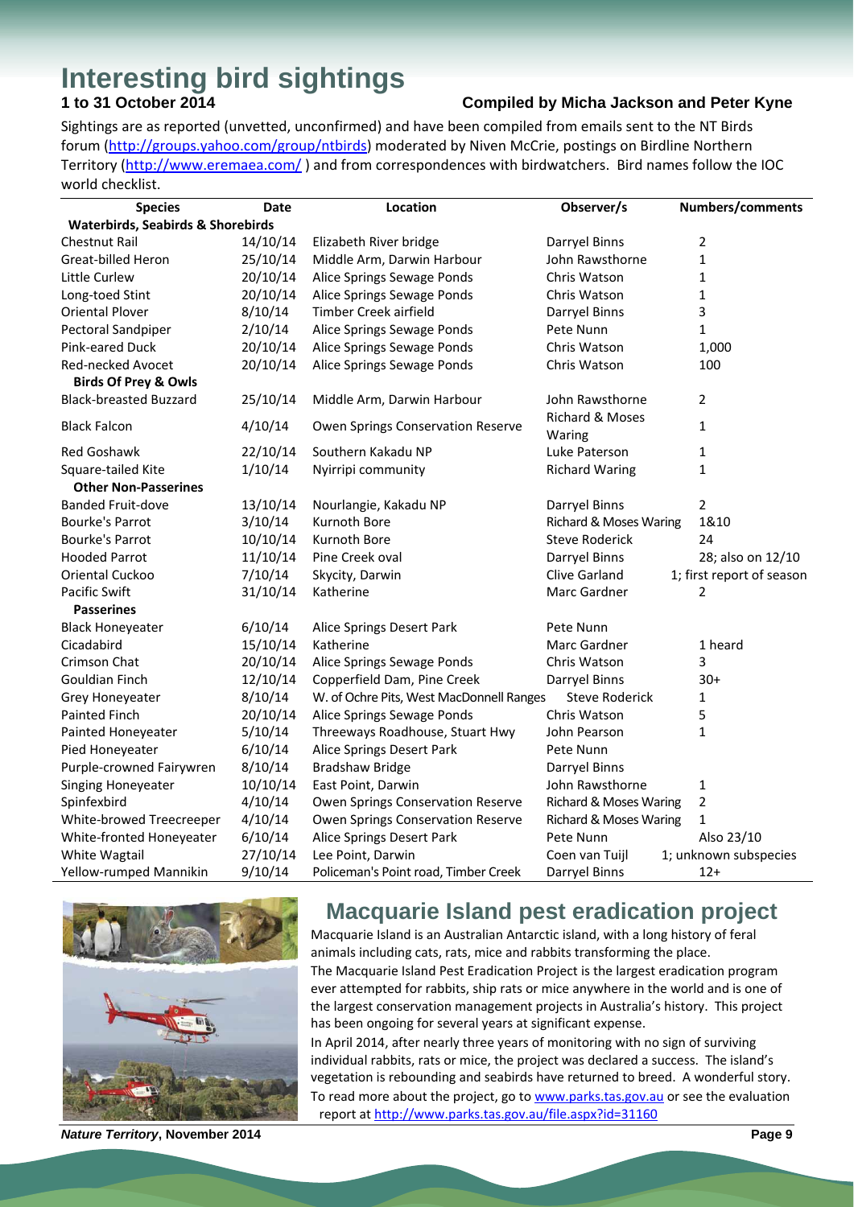# Interesting bird sightings

**1 to 31 October 2014** **Compiled by Micha Jackson and Peter Kyne**

Sightings are as reported (unvetted, unconfirmed) and have been compiled from emails sent to the NT Birds forum (http://groups.yahoo.com/group/ntbirds) moderated by Niven McCrie, postings on Birdline Northern Territory (http://www.eremaea.com/ ) and from correspondences with birdwatchers. Bird names follow the IOC world checklist.

| Species | Date | Location | Observer/s | Numbers/comments |
|---|---|---|---|---|
| **Waterbirds, Seabirds & Shorebirds** | | | | |
| Chestnut Rail | 14/10/14 | Elizabeth River bridge | Darryel Binns | 2 |
| Great-billed Heron | 25/10/14 | Middle Arm, Darwin Harbour | John Rawsthorne | 1 |
| Little Curlew | 20/10/14 | Alice Springs Sewage Ponds | Chris Watson | 1 |
| Long-toed Stint | 20/10/14 | Alice Springs Sewage Ponds | Chris Watson | 1 |
| Oriental Plover | 8/10/14 | Timber Creek airfield | Darryel Binns | 3 |
| Pectoral Sandpiper | 2/10/14 | Alice Springs Sewage Ponds | Pete Nunn | 1 |
| Pink-eared Duck | 20/10/14 | Alice Springs Sewage Ponds | Chris Watson | 1,000 |
| Red-necked Avocet | 20/10/14 | Alice Springs Sewage Ponds | Chris Watson | 100 |
| **Birds Of Prey & Owls** | | | | |
| Black-breasted Buzzard | 25/10/14 | Middle Arm, Darwin Harbour | John Rawsthorne | 2 |
| Black Falcon | 4/10/14 | Owen Springs Conservation Reserve | Richard & Moses Waring | 1 |
| Red Goshawk | 22/10/14 | Southern Kakadu NP | Luke Paterson | 1 |
| Square-tailed Kite | 1/10/14 | Nyirripi community | Richard Waring | 1 |
| **Other Non-Passerines** | | | | |
| Banded Fruit-dove | 13/10/14 | Nourlangie, Kakadu NP | Darryel Binns | 2 |
| Bourke's Parrot | 3/10/14 | Kurnoth Bore | Richard & Moses Waring | 1&10 |
| Bourke's Parrot | 10/10/14 | Kurnoth Bore | Steve Roderick | 24 |
| Hooded Parrot | 11/10/14 | Pine Creek oval | Darryel Binns | 28; also on 12/10 |
| Oriental Cuckoo | 7/10/14 | Skycity, Darwin | Clive Garland | 1; first report of season |
| Pacific Swift | 31/10/14 | Katherine | Marc Gardner | 2 |
| **Passerines** | | | | |
| Black Honeyeater | 6/10/14 | Alice Springs Desert Park | Pete Nunn | |
| Cicadabird | 15/10/14 | Katherine | Marc Gardner | 1 heard |
| Crimson Chat | 20/10/14 | Alice Springs Sewage Ponds | Chris Watson | 3 |
| Gouldian Finch | 12/10/14 | Copperfield Dam, Pine Creek | Darryel Binns | 30+ |
| Grey Honeyeater | 8/10/14 | W. of Ochre Pits, West MacDonnell Ranges | Steve Roderick | 1 |
| Painted Finch | 20/10/14 | Alice Springs Sewage Ponds | Chris Watson | 5 |
| Painted Honeyeater | 5/10/14 | Threeways Roadhouse, Stuart Hwy | John Pearson | 1 |
| Pied Honeyeater | 6/10/14 | Alice Springs Desert Park | Pete Nunn | |
| Purple-crowned Fairywren | 8/10/14 | Bradshaw Bridge | Darryel Binns | |
| Singing Honeyeater | 10/10/14 | East Point, Darwin | John Rawsthorne | 1 |
| Spinfexbird | 4/10/14 | Owen Springs Conservation Reserve | Richard & Moses Waring | 2 |
| White-browed Treecreeper | 4/10/14 | Owen Springs Conservation Reserve | Richard & Moses Waring | 1 |
| White-fronted Honeyeater | 6/10/14 | Alice Springs Desert Park | Pete Nunn | Also 23/10 |
| White Wagtail | 27/10/14 | Lee Point, Darwin | Coen van Tuijl | 1; unknown subspecies |
| Yellow-rumped Mannikin | 9/10/14 | Policeman's Point road, Timber Creek | Darryel Binns | 12+ |

## Macquarie Island pest eradication project

Macquarie Island is an Australian Antarctic island, with a long history of feral animals including cats, rats, mice and rabbits transforming the place.

The Macquarie Island Pest Eradication Project is the largest eradication program ever attempted for rabbits, ship rats or mice anywhere in the world and is one of the largest conservation management projects in Australia's history. This project has been ongoing for several years at significant expense.

In April 2014, after nearly three years of monitoring with no sign of surviving individual rabbits, rats or mice, the project was declared a success. The island's vegetation is rebounding and seabirds have returned to breed. A wonderful story.

To read more about the project, go to www.parks.tas.gov.au or see the evaluation report at http://www.parks.tas.gov.au/file.aspx?id=31160